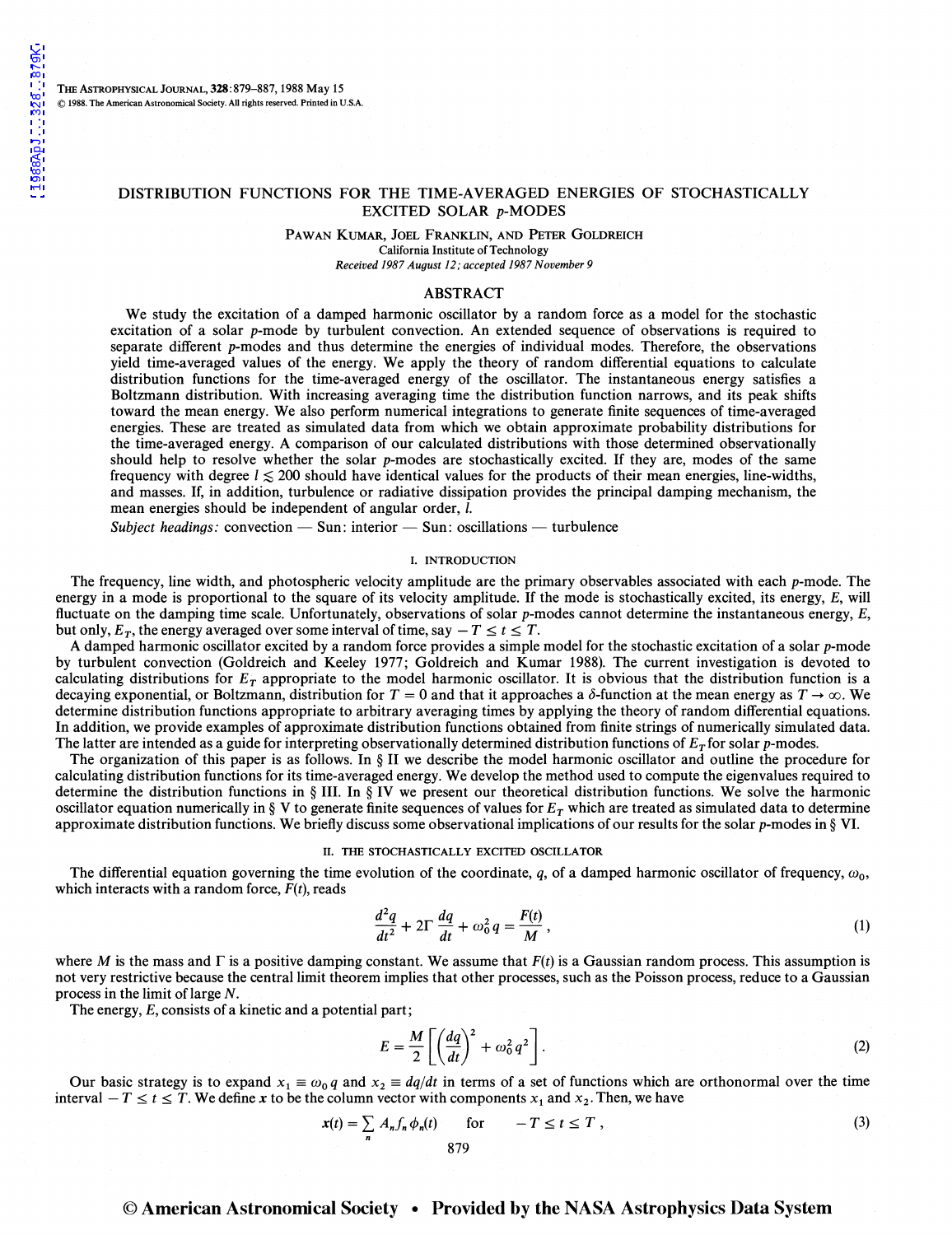# DISTRIBUTION FUNCTIONS FOR THE TIME-AVERAGED ENERGIES OF STOCHASTICALLY EXCITED SOLAR *p*-MODES

PAWAN KUMAR, JOEL FRANKLIN, AND PETER GOLDREICH

California Institute of Technology

*Received 1987 August 12; accepted 1987 November 9*

## ABSTRACT

We study the excitation of a damped harmonic oscillator by a random force as a model for the stochastic excitation of a solar *p*-mode by turbulent convection. An extended sequence of observations is required to separate different *p*-modes and thus determine the energies of individual modes. Therefore, the observations yield time-averaged values of the energy. We apply the theory of random differential equations to calculate distribution functions for the time-averaged energy of the oscillator. The instantaneous energy satisfies a Boltzmann distribution. With increasing averaging time the distribution function narrows, and its peak shifts toward the mean energy. We also perform numerical integrations to generate finite sequences of time-averaged energies. These are treated as simulated data from which we obtain approximate probability distributions for the time-averaged energy. A comparison of our calculated distributions with those determined observationally should help to resolve whether the solar *p*-modes are stochastically excited. If they are, modes of the same frequency with degree $l \lesssim 200$ should have identical values for the products of their mean energies, line-widths, and masses. If, in addition, turbulence or radiative dissipation provides the principal damping mechanism, the mean energies should be independent of angular order, $l$.

*Subject headings:* convection — Sun: interior — Sun: oscillations — turbulence

## I. INTRODUCTION

The frequency, line width, and photospheric velocity amplitude are the primary observables associated with each *p*-mode. The energy in a mode is proportional to the square of its velocity amplitude. If the mode is stochastically excited, its energy, $E$, will fluctuate on the damping time scale. Unfortunately, observations of solar *p*-modes cannot determine the instantaneous energy, $E$, but only, $E_T$, the energy averaged over some interval of time, say $-T \leq t \leq T$.

A damped harmonic oscillator excited by a random force provides a simple model for the stochastic excitation of a solar *p*-mode by turbulent convection (Goldreich and Keeley 1977; Goldreich and Kumar 1988). The current investigation is devoted to calculating distributions for $E_T$ appropriate to the model harmonic oscillator. It is obvious that the distribution function is a decaying exponential, or Boltzmann, distribution for $T = 0$ and that it approaches a $\delta$-function at the mean energy as $T \to \infty$. We determine distribution functions appropriate to arbitrary averaging times by applying the theory of random differential equations. In addition, we provide examples of approximate distribution functions obtained from finite strings of numerically simulated data. The latter are intended as a guide for interpreting observationally determined distribution functions of $E_T$ for solar *p*-modes.

The organization of this paper is as follows. In § II we describe the model harmonic oscillator and outline the procedure for calculating distribution functions for its time-averaged energy. We develop the method used to compute the eigenvalues required to determine the distribution functions in § III. In § IV we present our theoretical distribution functions. We solve the harmonic oscillator equation numerically in § V to generate finite sequences of values for $E_T$ which are treated as simulated data to determine approximate distribution functions. We briefly discuss some observational implications of our results for the solar *p*-modes in § VI.

## II. THE STOCHASTICALLY EXCITED OSCILLATOR

The differential equation governing the time evolution of the coordinate, $q$, of a damped harmonic oscillator of frequency, $\omega_0$, which interacts with a random force, $F(t)$, reads

$$\frac{d^2 q}{dt^2} + 2\Gamma \frac{dq}{dt} + \omega_0^2 q = \frac{F(t)}{M}, \tag{1}$$

where $M$ is the mass and $\Gamma$ is a positive damping constant. We assume that $F(t)$ is a Gaussian random process. This assumption is not very restrictive because the central limit theorem implies that other processes, such as the Poisson process, reduce to a Gaussian process in the limit of large $N$.

The energy, $E$, consists of a kinetic and a potential part;

$$E = \frac{M}{2}\left[\left(\frac{dq}{dt}\right)^2 + \omega_0^2 q^2\right]. \tag{2}$$

Our basic strategy is to expand $x_1 \equiv \omega_0 q$ and $x_2 \equiv dq/dt$ in terms of a set of functions which are orthonormal over the time interval $-T \leq t \leq T$. We define $\boldsymbol{x}$ to be the column vector with components $x_1$ and $x_2$. Then, we have

$$\boldsymbol{x}(t) = \sum_n A_n f_n \phi_n(t) \qquad \text{for} \qquad -T \leq t \leq T, \tag{3}$$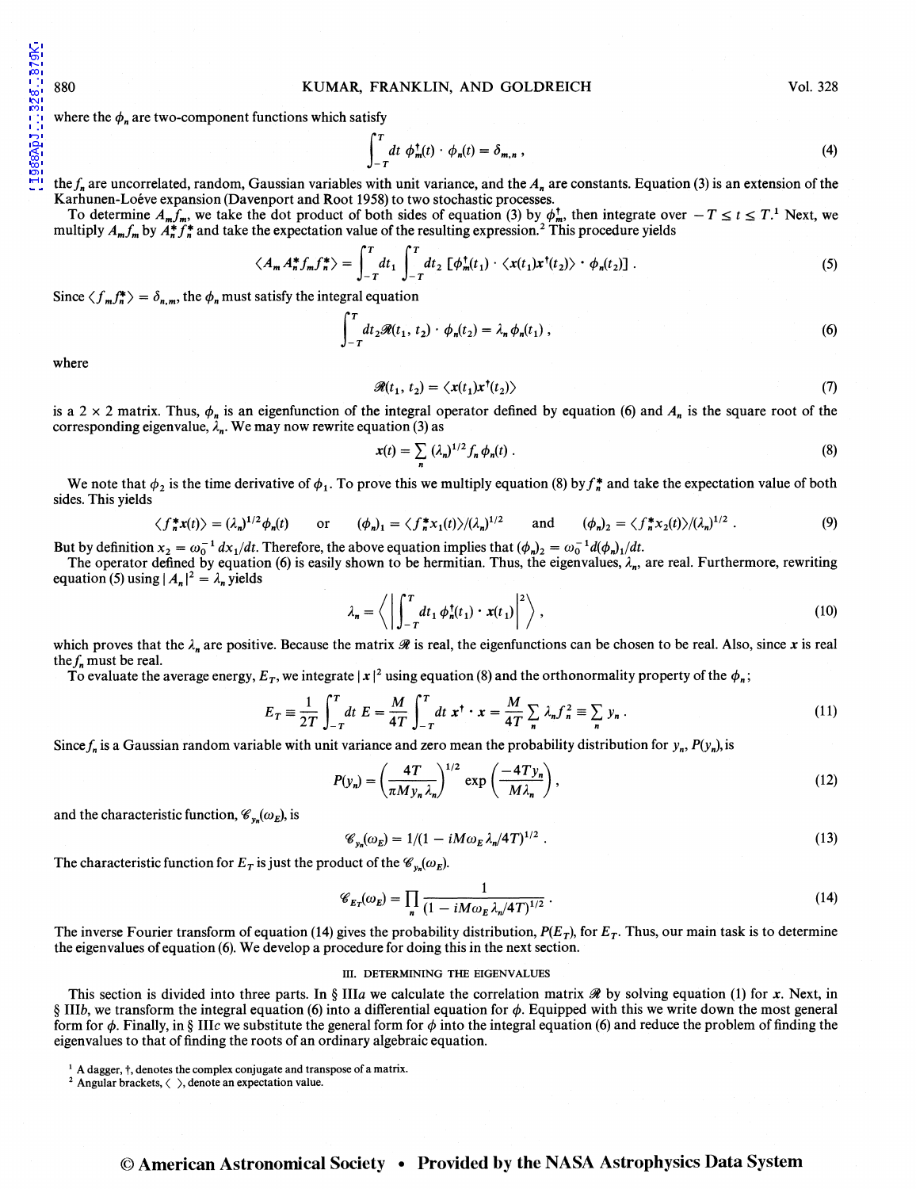where the $\phi_n$ are two-component functions which satisfy

$$\int_{-T}^{T} dt\ \phi_m^\dagger(t) \cdot \phi_n(t) = \delta_{m,n} , \tag{4}$$

the $f_n$ are uncorrelated, random, Gaussian variables with unit variance, and the $A_n$ are constants. Equation (3) is an extension of the Karhunen-Loéve expansion (Davenport and Root 1958) to two stochastic processes.

To determine $A_m f_m$, we take the dot product of both sides of equation (3) by $\phi_m^\dagger$, then integrate over $-T \le t \le T$.[1] Next, we multiply $A_m f_m$ by $A_n^* f_n^*$ and take the expectation value of the resulting expression.[2] This procedure yields

$$\langle A_m A_n^* f_m f_n^* \rangle = \int_{-T}^{T} dt_1 \int_{-T}^{T} dt_2\ [\phi_m^\dagger(t_1) \cdot \langle x(t_1) x^\dagger(t_2) \rangle \cdot \phi_n(t_2)] . \tag{5}$$

Since $\langle f_m f_n^* \rangle = \delta_{n,m}$, the $\phi_n$ must satisfy the integral equation

$$\int_{-T}^{T} dt_2 \mathscr{R}(t_1, t_2) \cdot \phi_n(t_2) = \lambda_n \phi_n(t_1) , \tag{6}$$

where

$$\mathscr{R}(t_1, t_2) = \langle x(t_1) x^\dagger(t_2) \rangle \tag{7}$$

is a $2 \times 2$ matrix. Thus, $\phi_n$ is an eigenfunction of the integral operator defined by equation (6) and $A_n$ is the square root of the corresponding eigenvalue, $\lambda_n$. We may now rewrite equation (3) as

$$x(t) = \sum_n (\lambda_n)^{1/2} f_n \phi_n(t) . \tag{8}$$

We note that $\phi_2$ is the time derivative of $\phi_1$. To prove this we multiply equation (8) by $f_n^*$ and take the expectation value of both sides. This yields

$$\langle f_n^* x(t) \rangle = (\lambda_n)^{1/2} \phi_n(t) \quad \text{or} \quad (\phi_n)_1 = \langle f_n^* x_1(t) \rangle / (\lambda_n)^{1/2} \quad \text{and} \quad (\phi_n)_2 = \langle f_n^* x_2(t) \rangle / (\lambda_n)^{1/2} . \tag{9}$$

But by definition $x_2 = \omega_0^{-1} dx_1/dt$. Therefore, the above equation implies that $(\phi_n)_2 = \omega_0^{-1} d(\phi_n)_1/dt$.

The operator defined by equation (6) is easily shown to be hermitian. Thus, the eigenvalues, $\lambda_n$, are real. Furthermore, rewriting equation (5) using $|A_n|^2 = \lambda_n$ yields

$$\lambda_n = \left\langle \left| \int_{-T}^{T} dt_1\ \phi_n^\dagger(t_1) \cdot x(t_1) \right|^2 \right\rangle , \tag{10}$$

which proves that the $\lambda_n$ are positive. Because the matrix $\mathscr{R}$ is real, the eigenfunctions can be chosen to be real. Also, since $x$ is real the $f_n$ must be real.

To evaluate the average energy, $E_T$, we integrate $|x|^2$ using equation (8) and the orthonormality property of the $\phi_n$;

$$E_T \equiv \frac{1}{2T} \int_{-T}^{T} dt\ E = \frac{M}{4T} \int_{-T}^{T} dt\ x^\dagger \cdot x = \frac{M}{4T} \sum_n \lambda_n f_n^2 \equiv \sum_n y_n . \tag{11}$$

Since $f_n$ is a Gaussian random variable with unit variance and zero mean the probability distribution for $y_n$, $P(y_n)$, is

$$P(y_n) = \left( \frac{4T}{\pi M y_n \lambda_n} \right)^{1/2} \exp\left( \frac{-4T y_n}{M \lambda_n} \right) , \tag{12}$$

and the characteristic function, $\mathscr{C}_{y_n}(\omega_E)$, is

$$\mathscr{C}_{y_n}(\omega_E) = 1/(1 - iM\omega_E \lambda_n / 4T)^{1/2} . \tag{13}$$

The characteristic function for $E_T$ is just the product of the $\mathscr{C}_{y_n}(\omega_E)$.

$$\mathscr{C}_{E_T}(\omega_E) = \prod_n \frac{1}{(1 - iM\omega_E \lambda_n / 4T)^{1/2}} . \tag{14}$$

The inverse Fourier transform of equation (14) gives the probability distribution, $P(E_T)$, for $E_T$. Thus, our main task is to determine the eigenvalues of equation (6). We develop a procedure for doing this in the next section.

## III. DETERMINING THE EIGENVALUES

This section is divided into three parts. In § III*a* we calculate the correlation matrix $\mathscr{R}$ by solving equation (1) for $x$. Next, in § III*b*, we transform the integral equation (6) into a differential equation for $\phi$. Equipped with this we write down the most general form for $\phi$. Finally, in § III*c* we substitute the general form for $\phi$ into the integral equation (6) and reduce the problem of finding the eigenvalues to that of finding the roots of an ordinary algebraic equation.

[1] A dagger, †, denotes the complex conjugate and transpose of a matrix.

[2] Angular brackets, ⟨ ⟩, denote an expectation value.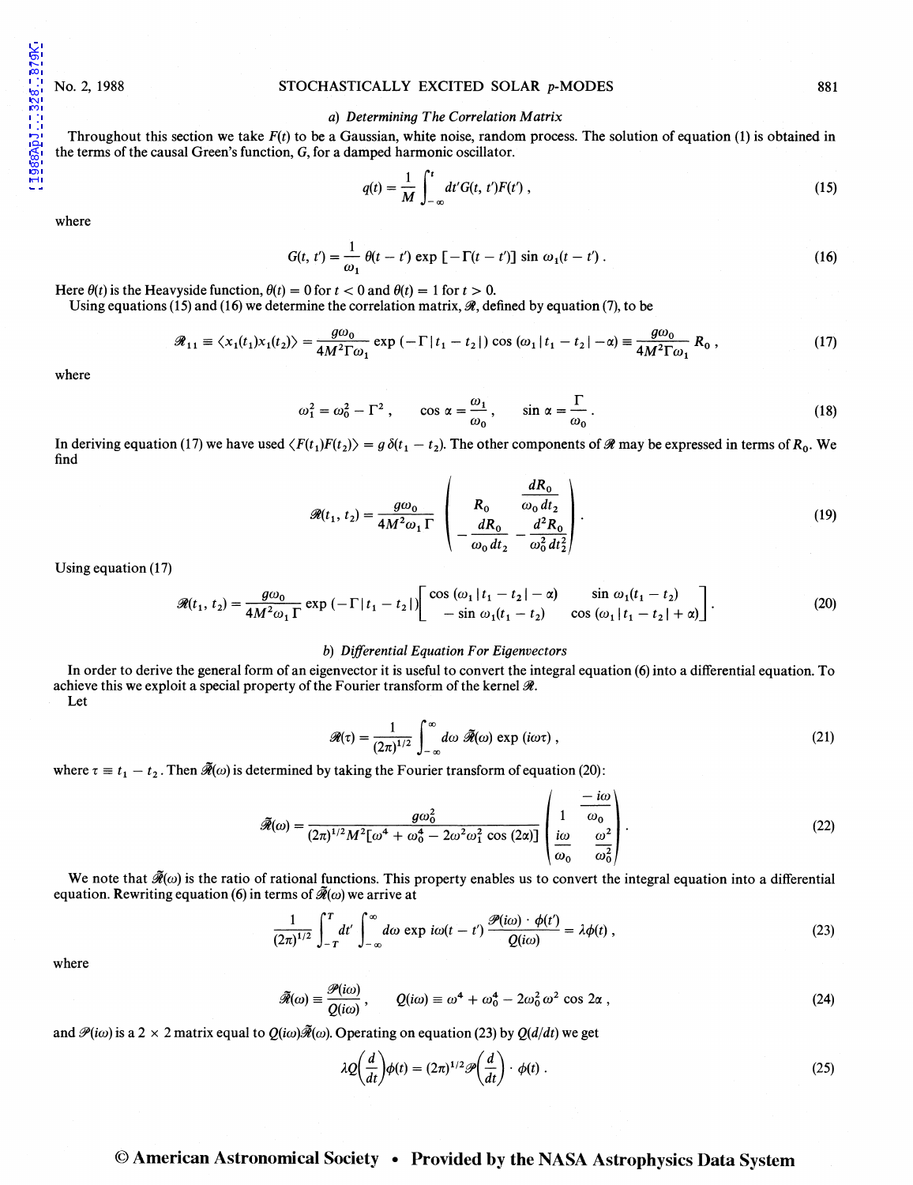### a) Determining The Correlation Matrix

Throughout this section we take $F(t)$ to be a Gaussian, white noise, random process. The solution of equation (1) is obtained in the terms of the causal Green's function, $G$, for a damped harmonic oscillator.

$$q(t) = \frac{1}{M} \int_{-\infty}^{t} dt' G(t, t') F(t') , \tag{15}$$

where

$$G(t, t') = \frac{1}{\omega_1} \theta(t - t') \exp[-\Gamma(t - t')] \sin \omega_1 (t - t') . \tag{16}$$

Here $\theta(t)$ is the Heavyside function, $\theta(t) = 0$ for $t < 0$ and $\theta(t) = 1$ for $t > 0$.

Using equations (15) and (16) we determine the correlation matrix, $\mathscr{R}$, defined by equation (7), to be

$$\mathscr{R}_{11} \equiv \langle x_1(t_1) x_1(t_2) \rangle = \frac{g\omega_0}{4M^2 \Gamma \omega_1} \exp(-\Gamma |t_1 - t_2|) \cos(\omega_1 |t_1 - t_2| - \alpha) \equiv \frac{g\omega_0}{4M^2 \Gamma \omega_1} R_0 , \tag{17}$$

where

$$\omega_1^2 = \omega_0^2 - \Gamma^2 , \qquad \cos \alpha = \frac{\omega_1}{\omega_0} , \qquad \sin \alpha = \frac{\Gamma}{\omega_0} . \tag{18}$$

In deriving equation (17) we have used $\langle F(t_1) F(t_2) \rangle = g\,\delta(t_1 - t_2)$. The other components of $\mathscr{R}$ may be expressed in terms of $R_0$. We find

$$\mathscr{R}(t_1, t_2) = \frac{g\omega_0}{4M^2 \omega_1 \Gamma} \begin{pmatrix} R_0 & \dfrac{dR_0}{\omega_0\, dt_2} \\ -\dfrac{dR_0}{\omega_0\, dt_2} & -\dfrac{d^2 R_0}{\omega_0^2\, dt_2^2} \end{pmatrix} . \tag{19}$$

Using equation (17)

$$\mathscr{R}(t_1, t_2) = \frac{g\omega_0}{4M^2 \omega_1 \Gamma} \exp(-\Gamma |t_1 - t_2|) \begin{bmatrix} \cos(\omega_1 |t_1 - t_2| - \alpha) & \sin \omega_1 (t_1 - t_2) \\ -\sin \omega_1 (t_1 - t_2) & \cos(\omega_1 |t_1 - t_2| + \alpha) \end{bmatrix} . \tag{20}$$

### b) Differential Equation For Eigenvectors

In order to derive the general form of an eigenvector it is useful to convert the integral equation (6) into a differential equation. To achieve this we exploit a special property of the Fourier transform of the kernel $\mathscr{R}$.

Let

$$\mathscr{R}(\tau) = \frac{1}{(2\pi)^{1/2}} \int_{-\infty}^{\infty} d\omega\, \tilde{\mathscr{R}}(\omega) \exp(i\omega\tau) , \tag{21}$$

where $\tau \equiv t_1 - t_2$. Then $\tilde{\mathscr{R}}(\omega)$ is determined by taking the Fourier transform of equation (20):

$$\tilde{\mathscr{R}}(\omega) = \frac{g\omega_0^2}{(2\pi)^{1/2} M^2 [\omega^4 + \omega_0^4 - 2\omega^2 \omega_1^2 \cos(2\alpha)]} \begin{pmatrix} 1 & \dfrac{-i\omega}{\omega_0} \\ \dfrac{i\omega}{\omega_0} & \dfrac{\omega^2}{\omega_0^2} \end{pmatrix} . \tag{22}$$

We note that $\tilde{\mathscr{R}}(\omega)$ is the ratio of rational functions. This property enables us to convert the integral equation into a differential equation. Rewriting equation (6) in terms of $\tilde{\mathscr{R}}(\omega)$ we arrive at

$$\frac{1}{(2\pi)^{1/2}} \int_{-T}^{T} dt' \int_{-\infty}^{\infty} d\omega \exp i\omega(t - t') \frac{\mathscr{P}(i\omega) \cdot \phi(t')}{Q(i\omega)} = \lambda \phi(t) , \tag{23}$$

where

$$\tilde{\mathscr{R}}(\omega) \equiv \frac{\mathscr{P}(i\omega)}{Q(i\omega)} , \qquad Q(i\omega) \equiv \omega^4 + \omega_0^4 - 2\omega_0^2 \omega^2 \cos 2\alpha , \tag{24}$$

and $\mathscr{P}(i\omega)$ is a $2 \times 2$ matrix equal to $Q(i\omega)\tilde{\mathscr{R}}(\omega)$. Operating on equation (23) by $Q(d/dt)$ we get

$$\lambda Q\left(\frac{d}{dt}\right) \phi(t) = (2\pi)^{1/2} \mathscr{P}\left(\frac{d}{dt}\right) \cdot \phi(t) . \tag{25}$$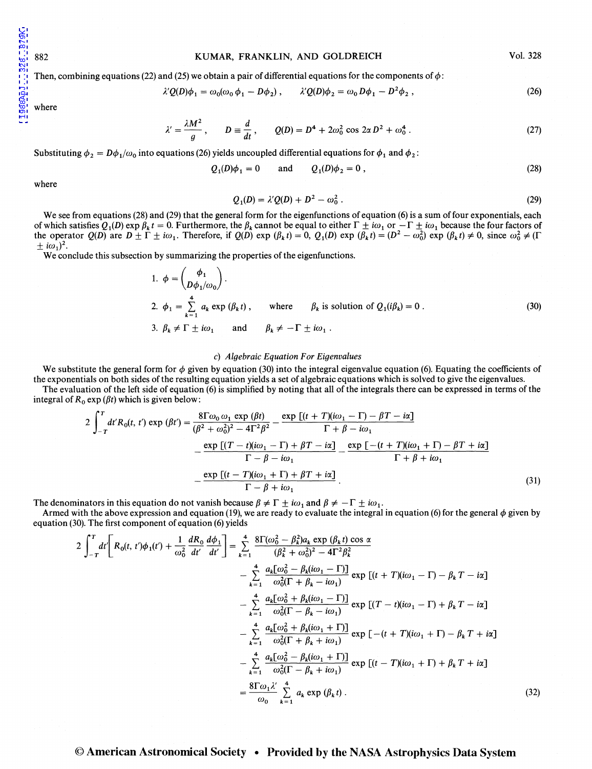Then, combining equations (22) and (25) we obtain a pair of differential equations for the components of $\phi$:

$$\lambda' Q(D)\phi_1 = \omega_0(\omega_0 \phi_1 - D\phi_2), \qquad \lambda' Q(D)\phi_2 = \omega_0 D\phi_1 - D^2\phi_2, \tag{26}$$

where

$$\lambda' = \frac{\lambda M^2}{g}, \qquad D \equiv \frac{d}{dt}, \qquad Q(D) = D^4 + 2\omega_0^2 \cos 2\alpha D^2 + \omega_0^4. \tag{27}$$

Substituting $\phi_2 = D\phi_1/\omega_0$ into equations (26) yields uncoupled differential equations for $\phi_1$ and $\phi_2$:

$$Q_1(D)\phi_1 = 0 \quad \text{and} \quad Q_1(D)\phi_2 = 0, \tag{28}$$

where

$$Q_1(D) = \lambda' Q(D) + D^2 - \omega_0^2. \tag{29}$$

We see from equations (28) and (29) that the general form for the eigenfunctions of equation (6) is a sum of four exponentials, each of which satisfies $Q_1(D) \exp \beta_k t = 0$. Furthermore, the $\beta_k$ cannot be equal to either $\Gamma \pm i\omega_1$ or $-\Gamma \pm i\omega_1$ because the four factors of the operator $Q(D)$ are $D \pm \Gamma \pm i\omega_1$. Therefore, if $Q(D) \exp(\beta_k t) = 0$, $Q_1(D) \exp(\beta_k t) = (D^2 - \omega_0^2) \exp(\beta_k t) \neq 0$, since $\omega_0^2 \neq (\Gamma \pm i\omega_1)^2$.

We conclude this subsection by summarizing the properties of the eigenfunctions.

$$
\begin{aligned}
&1.\ \phi = \begin{pmatrix} \phi_1 \\ D\phi_1/\omega_0 \end{pmatrix}. \\
&2.\ \phi_1 = \sum_{k=1}^{4} a_k \exp(\beta_k t), \quad \text{where} \quad \beta_k \text{ is solution of } Q_1(i\beta_k) = 0. \\
&3.\ \beta_k \neq \Gamma \pm i\omega_1 \quad \text{and} \quad \beta_k \neq -\Gamma \pm i\omega_1.
\end{aligned} \tag{30}
$$

### c) *Algebraic Equation For Eigenvalues*

We substitute the general form for $\phi$ given by equation (30) into the integral eigenvalue equation (6). Equating the coefficients of the exponentials on both sides of the resulting equation yields a set of algebraic equations which is solved to give the eigenvalues.

The evaluation of the left side of equation (6) is simplified by noting that all of the integrals there can be expressed in terms of the integral of $R_0 \exp(\beta t)$ which is given below:

$$
\begin{aligned}
2\int_{-T}^{T} dt' R_0(t, t') \exp(\beta t') = {} & \frac{8\Gamma\omega_0\omega_1 \exp(\beta t)}{(\beta^2 + \omega_0^2)^2 - 4\Gamma^2\beta^2} - \frac{\exp[(t + T)(i\omega_1 - \Gamma) - \beta T - i\alpha]}{\Gamma + \beta - i\omega_1} \\
& - \frac{\exp[(T - t)(i\omega_1 - \Gamma) + \beta T - i\alpha]}{\Gamma - \beta - i\omega_1} - \frac{\exp[-(t + T)(i\omega_1 + \Gamma) - \beta T + i\alpha]}{\Gamma + \beta + i\omega_1} \\
& - \frac{\exp[(t - T)(i\omega_1 + \Gamma) + \beta T + i\alpha]}{\Gamma - \beta + i\omega_1}.
\end{aligned} \tag{31}
$$

The denominators in this equation do not vanish because $\beta \neq \Gamma \pm i\omega_1$ and $\beta \neq -\Gamma \pm i\omega_1$.

Armed with the above expression and equation (19), we are ready to evaluate the integral in equation (6) for the general $\phi$ given by equation (30). The first component of equation (6) yields

$$
\begin{aligned}
2\int_{-T}^{T} dt' \left[ R_0(t, t')\phi_1(t') + \frac{1}{\omega_0^2} \frac{dR_0}{dt'} \frac{d\phi_1}{dt'} \right] = {} & \sum_{k=1}^{4} \frac{8\Gamma(\omega_0^2 - \beta_k^2) a_k \exp(\beta_k t) \cos \alpha}{(\beta_k^2 + \omega_0^2)^2 - 4\Gamma^2\beta_k^2} \\
& - \sum_{k=1}^{4} \frac{a_k[\omega_0^2 - \beta_k(i\omega_1 - \Gamma)]}{\omega_0^2(\Gamma + \beta_k - i\omega_1)} \exp[(t + T)(i\omega_1 - \Gamma) - \beta_k T - i\alpha] \\
& - \sum_{k=1}^{4} \frac{a_k[\omega_0^2 + \beta_k(i\omega_1 - \Gamma)]}{\omega_0^2(\Gamma - \beta_k - i\omega_1)} \exp[(T - t)(i\omega_1 - \Gamma) + \beta_k T - i\alpha] \\
& - \sum_{k=1}^{4} \frac{a_k[\omega_0^2 + \beta_k(i\omega_1 + \Gamma)]}{\omega_0^2(\Gamma + \beta_k + i\omega_1)} \exp[-(t + T)(i\omega_1 + \Gamma) - \beta_k T + i\alpha] \\
& - \sum_{k=1}^{4} \frac{a_k[\omega_0^2 - \beta_k(i\omega_1 + \Gamma)]}{\omega_0^2(\Gamma - \beta_k + i\omega_1)} \exp[(t - T)(i\omega_1 + \Gamma) + \beta_k T + i\alpha] \\
= {} & \frac{8\Gamma\omega_1\lambda'}{\omega_0} \sum_{k=1}^{4} a_k \exp(\beta_k t).
\end{aligned} \tag{32}
$$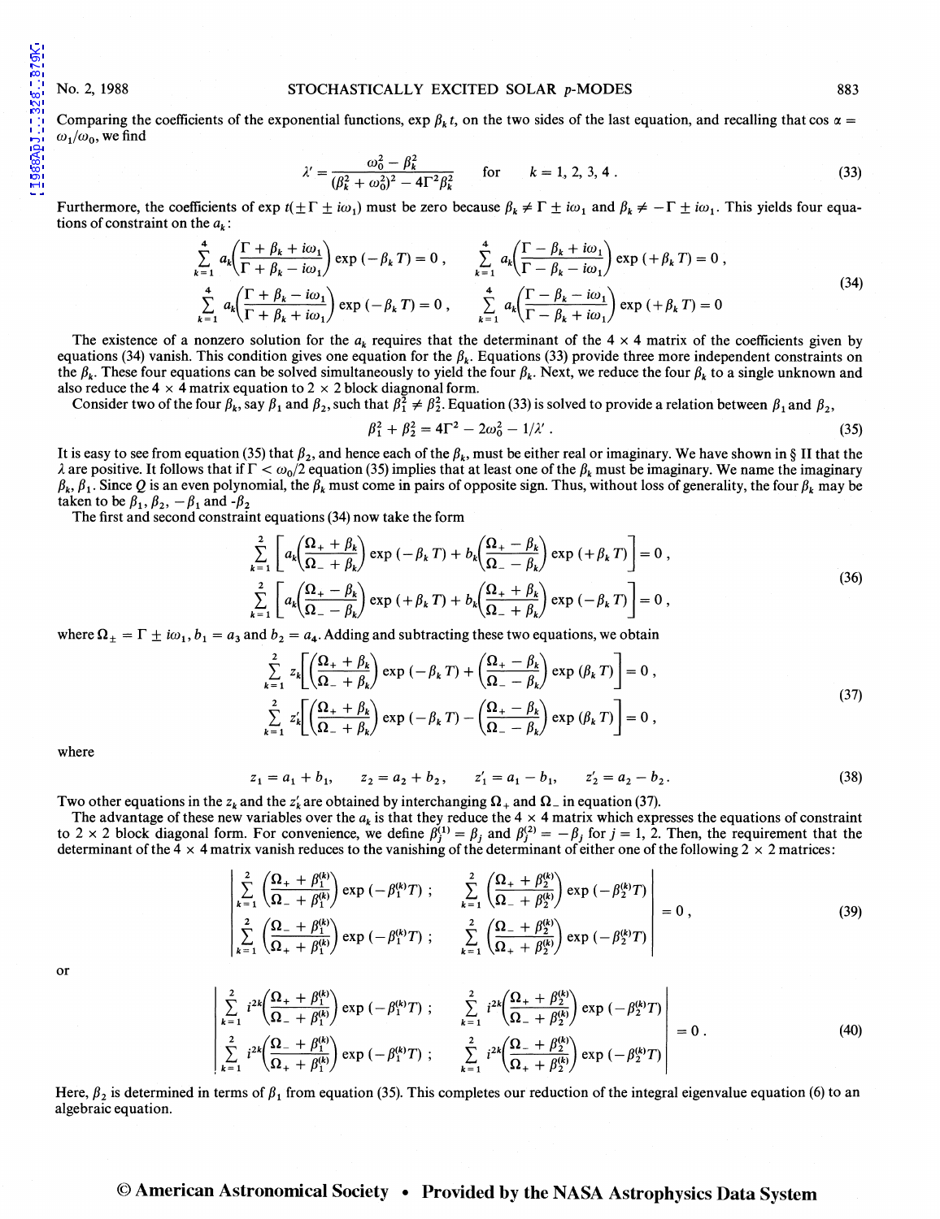Comparing the coefficients of the exponential functions, $\exp \beta_k t$, on the two sides of the last equation, and recalling that $\cos \alpha = \omega_1/\omega_0$, we find

$$\lambda' = \frac{\omega_0^2 - \beta_k^2}{(\beta_k^2 + \omega_0^2)^2 - 4\Gamma^2 \beta_k^2} \quad \text{for} \quad k = 1, 2, 3, 4 . \tag{33}$$

Furthermore, the coefficients of $\exp t(\pm\Gamma \pm i\omega_1)$ must be zero because $\beta_k \neq \Gamma \pm i\omega_1$ and $\beta_k \neq -\Gamma \pm i\omega_1$. This yields four equations of constraint on the $a_k$:

$$\sum_{k=1}^{4} a_k \left(\frac{\Gamma + \beta_k + i\omega_1}{\Gamma + \beta_k - i\omega_1}\right) \exp(-\beta_k T) = 0 , \qquad \sum_{k=1}^{4} a_k \left(\frac{\Gamma - \beta_k + i\omega_1}{\Gamma - \beta_k - i\omega_1}\right) \exp(+\beta_k T) = 0 ,$$
$$\sum_{k=1}^{4} a_k \left(\frac{\Gamma + \beta_k - i\omega_1}{\Gamma + \beta_k + i\omega_1}\right) \exp(-\beta_k T) = 0 , \qquad \sum_{k=1}^{4} a_k \left(\frac{\Gamma - \beta_k - i\omega_1}{\Gamma - \beta_k + i\omega_1}\right) \exp(+\beta_k T) = 0 \tag{34}$$

The existence of a nonzero solution for the $a_k$ requires that the determinant of the $4 \times 4$ matrix of the coefficients given by equations (34) vanish. This condition gives one equation for the $\beta_k$. Equations (33) provide three more independent constraints on the $\beta_k$. These four equations can be solved simultaneously to yield the four $\beta_k$. Next, we reduce the four $\beta_k$ to a single unknown and also reduce the $4 \times 4$ matrix equation to $2 \times 2$ block diagonal form.

Consider two of the four $\beta_k$, say $\beta_1$ and $\beta_2$, such that $\beta_1^2 \neq \beta_2^2$. Equation (33) is solved to provide a relation between $\beta_1$ and $\beta_2$,

$$\beta_1^2 + \beta_2^2 = 4\Gamma^2 - 2\omega_0^2 - 1/\lambda' . \tag{35}$$

It is easy to see from equation (35) that $\beta_2$, and hence each of the $\beta_k$, must be either real or imaginary. We have shown in § II that the $\lambda$ are positive. It follows that if $\Gamma < \omega_0/2$ equation (35) implies that at least one of the $\beta_k$ must be imaginary. We name the imaginary $\beta_k$, $\beta_1$. Since $Q$ is an even polynomial, the $\beta_k$ must come in pairs of opposite sign. Thus, without loss of generality, the four $\beta_k$ may be taken to be $\beta_1$, $\beta_2$, $-\beta_1$ and $-\beta_2$

The first and second constraint equations (34) now take the form

$$\sum_{k=1}^{2} \left[ a_k \left(\frac{\Omega_+ + \beta_k}{\Omega_- + \beta_k}\right) \exp(-\beta_k T) + b_k \left(\frac{\Omega_+ - \beta_k}{\Omega_- - \beta_k}\right) \exp(+\beta_k T) \right] = 0 ,$$
$$\sum_{k=1}^{2} \left[ a_k \left(\frac{\Omega_+ - \beta_k}{\Omega_- - \beta_k}\right) \exp(+\beta_k T) + b_k \left(\frac{\Omega_+ + \beta_k}{\Omega_- + \beta_k}\right) \exp(-\beta_k T) \right] = 0 , \tag{36}$$

where $\Omega_\pm = \Gamma \pm i\omega_1$, $b_1 = a_3$ and $b_2 = a_4$. Adding and subtracting these two equations, we obtain

$$\sum_{k=1}^{2} z_k \left[ \left(\frac{\Omega_+ + \beta_k}{\Omega_- + \beta_k}\right) \exp(-\beta_k T) + \left(\frac{\Omega_+ - \beta_k}{\Omega_- - \beta_k}\right) \exp(\beta_k T) \right] = 0 ,$$
$$\sum_{k=1}^{2} z_k' \left[ \left(\frac{\Omega_+ + \beta_k}{\Omega_- + \beta_k}\right) \exp(-\beta_k T) - \left(\frac{\Omega_+ - \beta_k}{\Omega_- - \beta_k}\right) \exp(\beta_k T) \right] = 0 , \tag{37}$$

where

$$z_1 = a_1 + b_1, \qquad z_2 = a_2 + b_2, \qquad z_1' = a_1 - b_1, \qquad z_2' = a_2 - b_2 . \tag{38}$$

Two other equations in the $z_k$ and the $z_k'$ are obtained by interchanging $\Omega_+$ and $\Omega_-$ in equation (37).

The advantage of these new variables over the $a_k$ is that they reduce the $4 \times 4$ matrix which expresses the equations of constraint to $2 \times 2$ block diagonal form. For convenience, we define $\beta_j^{(1)} = \beta_j$ and $\beta_j^{(2)} = -\beta_j$ for $j = 1, 2$. Then, the requirement that the determinant of the $4 \times 4$ matrix vanish reduces to the vanishing of the determinant of either one of the following $2 \times 2$ matrices:

$$\begin{vmatrix} \sum_{k=1}^{2} \left(\frac{\Omega_+ + \beta_1^{(k)}}{\Omega_- + \beta_1^{(k)}}\right) \exp(-\beta_1^{(k)} T) ; & \sum_{k=1}^{2} \left(\frac{\Omega_+ + \beta_2^{(k)}}{\Omega_- + \beta_2^{(k)}}\right) \exp(-\beta_2^{(k)} T) \\ \sum_{k=1}^{2} \left(\frac{\Omega_- + \beta_1^{(k)}}{\Omega_+ + \beta_1^{(k)}}\right) \exp(-\beta_1^{(k)} T) ; & \sum_{k=1}^{2} \left(\frac{\Omega_- + \beta_2^{(k)}}{\Omega_+ + \beta_2^{(k)}}\right) \exp(-\beta_2^{(k)} T) \end{vmatrix} = 0 , \tag{39}$$

or

$$\begin{vmatrix} \sum_{k=1}^{2} i^{2k} \left(\frac{\Omega_+ + \beta_1^{(k)}}{\Omega_- + \beta_1^{(k)}}\right) \exp(-\beta_1^{(k)} T) ; & \sum_{k=1}^{2} i^{2k} \left(\frac{\Omega_+ + \beta_2^{(k)}}{\Omega_- + \beta_2^{(k)}}\right) \exp(-\beta_2^{(k)} T) \\ \sum_{k=1}^{2} i^{2k} \left(\frac{\Omega_- + \beta_1^{(k)}}{\Omega_+ + \beta_1^{(k)}}\right) \exp(-\beta_1^{(k)} T) ; & \sum_{k=1}^{2} i^{2k} \left(\frac{\Omega_- + \beta_2^{(k)}}{\Omega_+ + \beta_2^{(k)}}\right) \exp(-\beta_2^{(k)} T) \end{vmatrix} = 0 . \tag{40}$$

Here, $\beta_2$ is determined in terms of $\beta_1$ from equation (35). This completes our reduction of the integral eigenvalue equation (6) to an algebraic equation.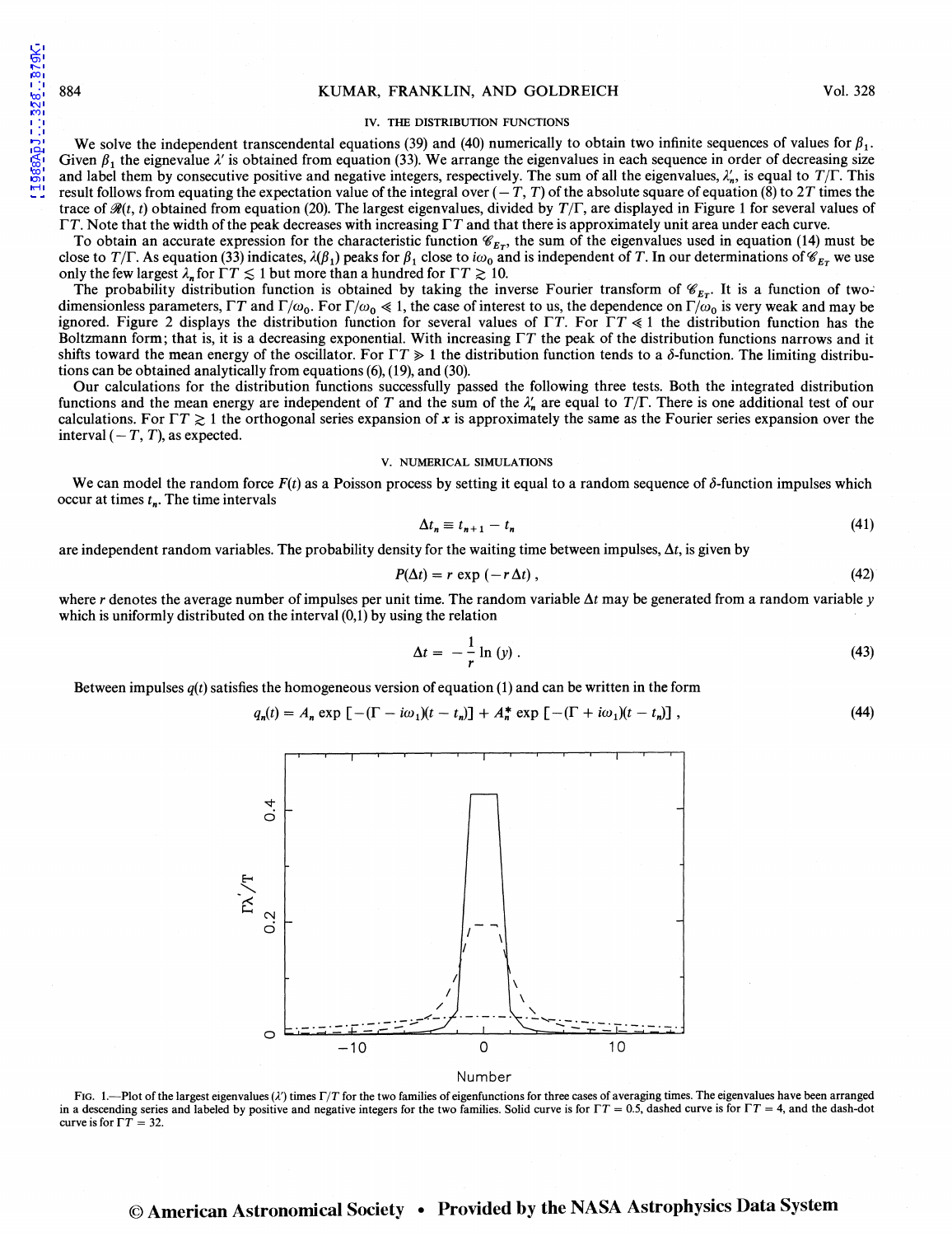## IV. THE DISTRIBUTION FUNCTIONS

We solve the independent transcendental equations (39) and (40) numerically to obtain two infinite sequences of values for $\beta_1$. Given $\beta_1$ the eigenvalue $\lambda'$ is obtained from equation (33). We arrange the eigenvalues in each sequence in order of decreasing size and label them by consecutive positive and negative integers, respectively. The sum of all the eigenvalues, $\lambda'_n$, is equal to $T/\Gamma$. This result follows from equating the expectation value of the integral over $(-T, T)$ of the absolute square of equation (8) to $2T$ times the trace of $\mathscr{R}(t, t)$ obtained from equation (20). The largest eigenvalues, divided by $T/\Gamma$, are displayed in Figure 1 for several values of $\Gamma T$. Note that the width of the peak decreases with increasing $\Gamma T$ and that there is approximately unit area under each curve.

To obtain an accurate expression for the characteristic function $\mathscr{C}_{E_T}$, the sum of the eigenvalues used in equation (14) must be close to $T/\Gamma$. As equation (33) indicates, $\lambda(\beta_1)$ peaks for $\beta_1$ close to $i\omega_0$ and is independent of $T$. In our determinations of $\mathscr{C}_{E_T}$ we use only the few largest $\lambda_n$ for $\Gamma T \lesssim 1$ but more than a hundred for $\Gamma T \gtrsim 10$.

The probability distribution function is obtained by taking the inverse Fourier transform of $\mathscr{C}_{E_T}$. It is a function of two-dimensionless parameters, $\Gamma T$ and $\Gamma/\omega_0$. For $\Gamma/\omega_0 \ll 1$, the case of interest to us, the dependence on $\Gamma/\omega_0$ is very weak and may be ignored. Figure 2 displays the distribution function for several values of $\Gamma T$. For $\Gamma T \ll 1$ the distribution function has the Boltzmann form; that is, it is a decreasing exponential. With increasing $\Gamma T$ the peak of the distribution functions narrows and it shifts toward the mean energy of the oscillator. For $\Gamma T \gg 1$ the distribution function tends to a $\delta$-function. The limiting distributions can be obtained analytically from equations (6), (19), and (30).

Our calculations for the distribution functions successfully passed the following three tests. Both the integrated distribution functions and the mean energy are independent of $T$ and the sum of the $\lambda'_n$ are equal to $T/\Gamma$. There is one additional test of our calculations. For $\Gamma T \gtrsim 1$ the orthogonal series expansion of $x$ is approximately the same as the Fourier series expansion over the interval $(-T, T)$, as expected.

## V. NUMERICAL SIMULATIONS

We can model the random force $F(t)$ as a Poisson process by setting it equal to a random sequence of $\delta$-function impulses which occur at times $t_n$. The time intervals

$$\Delta t_n \equiv t_{n+1} - t_n \tag{41}$$

are independent random variables. The probability density for the waiting time between impulses, $\Delta t$, is given by

$$P(\Delta t) = r \exp(-r\Delta t), \tag{42}$$

where $r$ denotes the average number of impulses per unit time. The random variable $\Delta t$ may be generated from a random variable $y$ which is uniformly distributed on the interval (0,1) by using the relation

$$\Delta t = -\frac{1}{r}\ln(y). \tag{43}$$

Between impulses $q(t)$ satisfies the homogeneous version of equation (1) and can be written in the form

$$q_n(t) = A_n \exp[-(\Gamma - i\omega_1)(t - t_n)] + A_n^* \exp[-(\Gamma + i\omega_1)(t - t_n)], \tag{44}$$

FIG. 1.—Plot of the largest eigenvalues ($\lambda'$) times $\Gamma/T$ for the two families of eigenfunctions for three cases of averaging times. The eigenvalues have been arranged in a descending series and labeled by positive and negative integers for the two families. Solid curve is for $\Gamma T = 0.5$, dashed curve is for $\Gamma T = 4$, and the dash-dot curve is for $\Gamma T = 32$.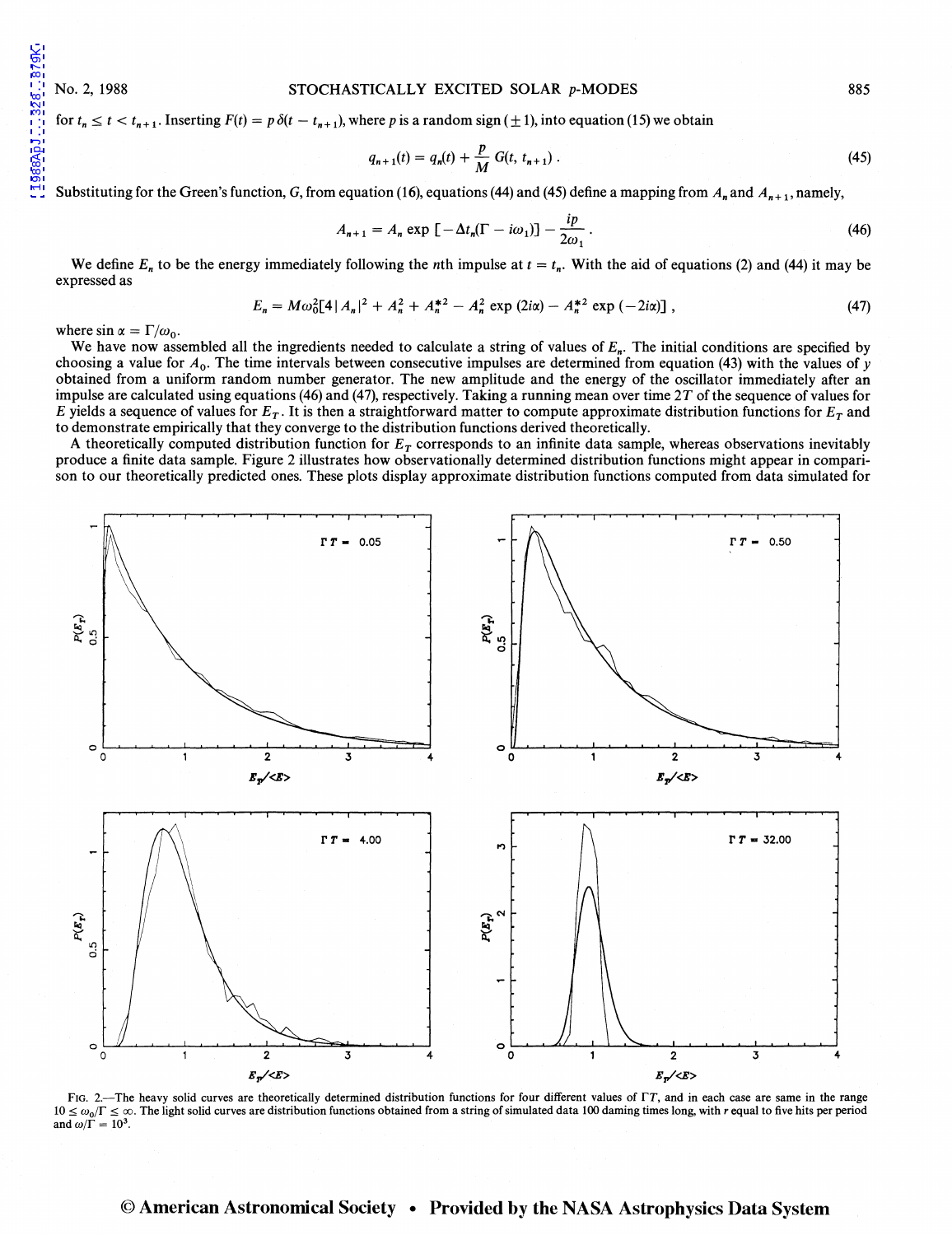for $t_n \leq t < t_{n+1}$. Inserting $F(t) = p\,\delta(t - t_{n+1})$, where $p$ is a random sign ($\pm 1$), into equation (15) we obtain

$$q_{n+1}(t) = q_n(t) + \frac{p}{M} G(t, t_{n+1}) . \tag{45}$$

Substituting for the Green's function, $G$, from equation (16), equations (44) and (45) define a mapping from $A_n$ and $A_{n+1}$, namely,

$$A_{n+1} = A_n \exp\left[-\Delta t_n(\Gamma - i\omega_1)\right] - \frac{ip}{2\omega_1} . \tag{46}$$

We define $E_n$ to be the energy immediately following the $n$th impulse at $t = t_n$. With the aid of equations (2) and (44) it may be expressed as

$$E_n = M\omega_0^2\left[4|A_n|^2 + A_n^2 + A_n^{*2} - A_n^2 \exp(2i\alpha) - A_n^{*2} \exp(-2i\alpha)\right] , \tag{47}$$

where $\sin \alpha = \Gamma/\omega_0$.

We have now assembled all the ingredients needed to calculate a string of values of $E_n$. The initial conditions are specified by choosing a value for $A_0$. The time intervals between consecutive impulses are determined from equation (43) with the values of $y$ obtained from a uniform random number generator. The new amplitude and the energy of the oscillator immediately after an impulse are calculated using equations (46) and (47), respectively. Taking a running mean over time $2T$ of the sequence of values for $E$ yields a sequence of values for $E_T$. It is then a straightforward matter to compute approximate distribution functions for $E_T$ and to demonstrate empirically that they converge to the distribution functions derived theoretically.

A theoretically computed distribution function for $E_T$ corresponds to an infinite data sample, whereas observations inevitably produce a finite data sample. Figure 2 illustrates how observationally determined distribution functions might appear in comparison to our theoretically predicted ones. These plots display approximate distribution functions computed from data simulated for

FIG. 2.—The heavy solid curves are theoretically determined distribution functions for four different values of $\Gamma T$, and in each case are same in the range $10 \leq \omega_0/\Gamma \leq \infty$. The light solid curves are distribution functions obtained from a string of simulated data 100 daming times long, with $r$ equal to five hits per period and $\omega/\Gamma = 10^3$.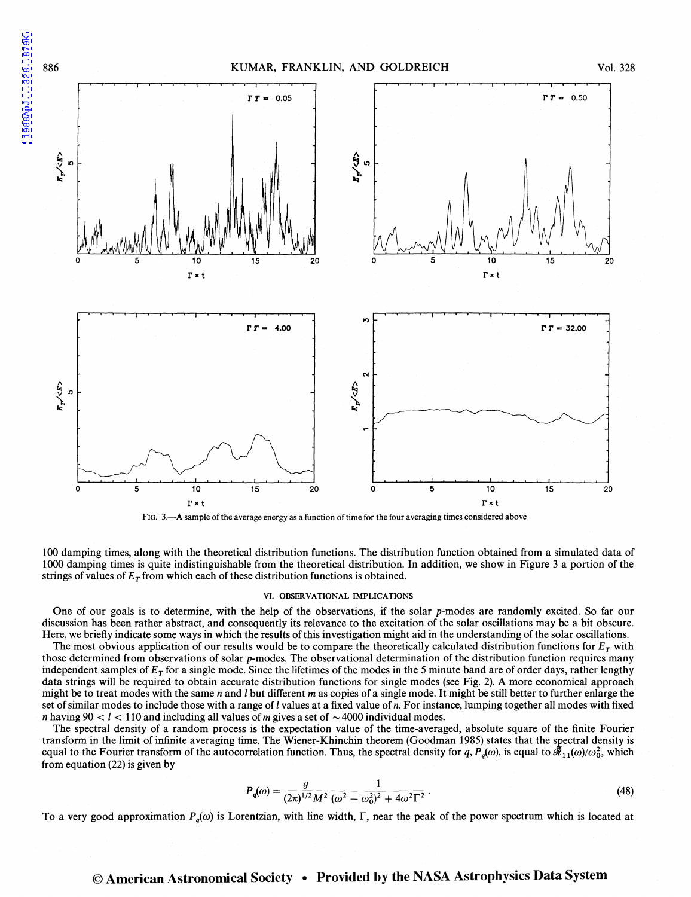FIG. 3.—A sample of the average energy as a function of time for the four averaging times considered above

100 damping times, along with the theoretical distribution functions. The distribution function obtained from a simulated data of 1000 damping times is quite indistinguishable from the theoretical distribution. In addition, we show in Figure 3 a portion of the strings of values of $E_T$ from which each of these distribution functions is obtained.

## VI. OBSERVATIONAL IMPLICATIONS

One of our goals is to determine, with the help of the observations, if the solar *p*-modes are randomly excited. So far our discussion has been rather abstract, and consequently its relevance to the excitation of the solar oscillations may be a bit obscure. Here, we briefly indicate some ways in which the results of this investigation might aid in the understanding of the solar oscillations.

The most obvious application of our results would be to compare the theoretically calculated distribution functions for $E_T$ with those determined from observations of solar *p*-modes. The observational determination of the distribution function requires many independent samples of $E_T$ for a single mode. Since the lifetimes of the modes in the 5 minute band are of order days, rather lengthy data strings will be required to obtain accurate distribution functions for single modes (see Fig. 2). A more economical approach might be to treat modes with the same $n$ and $l$ but different $m$ as copies of a single mode. It might be still better to further enlarge the set of similar modes to include those with a range of $l$ values at a fixed value of $n$. For instance, lumping together all modes with fixed $n$ having $90 < l < 110$ and including all values of $m$ gives a set of $\sim 4000$ individual modes.

The spectral density of a random process is the expectation value of the time-averaged, absolute square of the finite Fourier transform in the limit of infinite averaging time. The Wiener-Khinchin theorem (Goodman 1985) states that the spectral density is equal to the Fourier transform of the autocorrelation function. Thus, the spectral density for $q$, $P_q(\omega)$, is equal to $\tilde{\mathscr{R}}_{11}(\omega)/\omega_0^2$, which from equation (22) is given by

$$P_q(\omega) = \frac{g}{(2\pi)^{1/2} M^2} \frac{1}{(\omega^2 - \omega_0^2)^2 + 4\omega^2\Gamma^2} . \tag{48}$$

To a very good approximation $P_q(\omega)$ is Lorentzian, with line width, $\Gamma$, near the peak of the power spectrum which is located at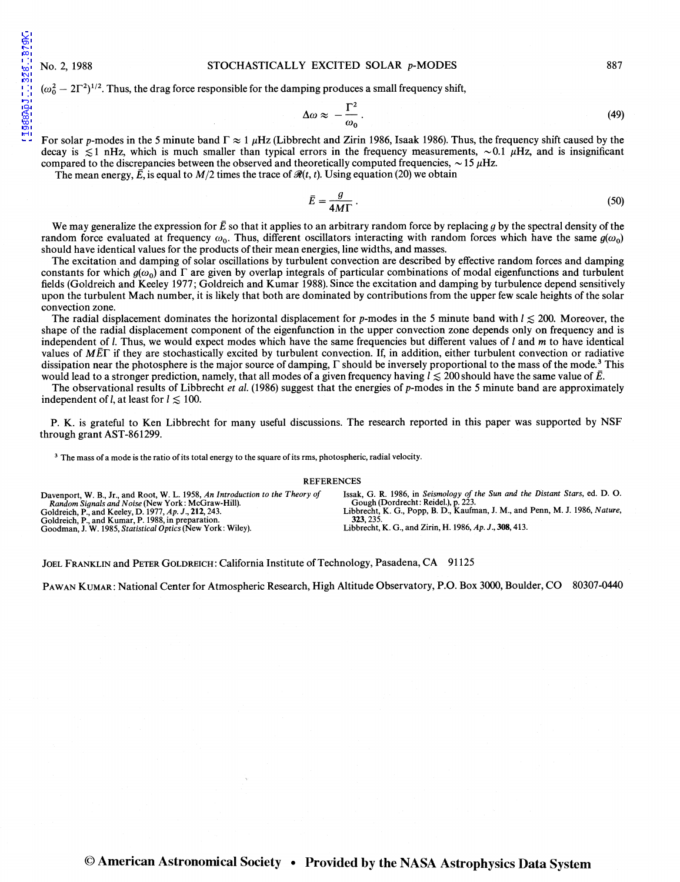$(\omega_0^2 - 2\Gamma^2)^{1/2}$. Thus, the drag force responsible for the damping produces a small frequency shift,

$$\Delta\omega \approx -\frac{\Gamma^2}{\omega_0} . \tag{49}$$

For solar *p*-modes in the 5 minute band $\Gamma \approx 1$ $\mu$Hz (Libbrecht and Zirin 1986, Isaak 1986). Thus, the frequency shift caused by the decay is $\lesssim 1$ nHz, which is much smaller than typical errors in the frequency measurements, $\sim 0.1$ $\mu$Hz, and is insignificant compared to the discrepancies between the observed and theoretically computed frequencies, $\sim 15$ $\mu$Hz.

The mean energy, $\bar{E}$, is equal to $M/2$ times the trace of $\mathscr{R}(t, t)$. Using equation (20) we obtain

$$\bar{E} = \frac{g}{4M\Gamma} . \tag{50}$$

We may generalize the expression for $\bar{E}$ so that it applies to an arbitrary random force by replacing $g$ by the spectral density of the random force evaluated at frequency $\omega_0$. Thus, different oscillators interacting with random forces which have the same $g(\omega_0)$ should have identical values for the products of their mean energies, line widths, and masses.

The excitation and damping of solar oscillations by turbulent convection are described by effective random forces and damping constants for which $g(\omega_0)$ and $\Gamma$ are given by overlap integrals of particular combinations of modal eigenfunctions and turbulent fields (Goldreich and Keeley 1977; Goldreich and Kumar 1988). Since the excitation and damping by turbulence depend sensitively upon the turbulent Mach number, it is likely that both are dominated by contributions from the upper few scale heights of the solar convection zone.

The radial displacement dominates the horizontal displacement for *p*-modes in the 5 minute band with $l \lesssim 200$. Moreover, the shape of the radial displacement component of the eigenfunction in the upper convection zone depends only on frequency and is independent of $l$. Thus, we would expect modes which have the same frequencies but different values of $l$ and $m$ to have identical values of $M\bar{E}\Gamma$ if they are stochastically excited by turbulent convection. If, in addition, either turbulent convection or radiative dissipation near the photosphere is the major source of damping, $\Gamma$ should be inversely proportional to the mass of the mode.[3] This would lead to a stronger prediction, namely, that all modes of a given frequency having $l \lesssim 200$ should have the same value of $\bar{E}$.

The observational results of Libbrecht *et al.* (1986) suggest that the energies of *p*-modes in the 5 minute band are approximately independent of $l$, at least for $l \lesssim 100$.

P. K. is grateful to Ken Libbrecht for many useful discussions. The research reported in this paper was supported by NSF through grant AST-861299.

[3] The mass of a mode is the ratio of its total energy to the square of its rms, photospheric, radial velocity.

## REFERENCES

Davenport, W. B., Jr., and Root, W. L. 1958, *An Introduction to the Theory of Random Signals and Noise* (New York: McGraw-Hill).
Goldreich, P., and Keeley, D. 1977, *Ap. J.*, **212**, 243.
Goldreich, P., and Kumar, P. 1988, in preparation.
Goodman, J. W. 1985, *Statistical Optics* (New York: Wiley).
Issak, G. R. 1986, in *Seismology of the Sun and the Distant Stars*, ed. D. O. Gough (Dordrecht: Reidel.), p. 223.
Libbrecht, K. G., Popp, B. D., Kaufman, J. M., and Penn, M. J. 1986, *Nature*, **323**, 235.
Libbrecht, K. G., and Zirin, H. 1986, *Ap. J.*, **308**, 413.

JOEL FRANKLIN and PETER GOLDREICH: California Institute of Technology, Pasadena, CA 91125

PAWAN KUMAR: National Center for Atmospheric Research, High Altitude Observatory, P.O. Box 3000, Boulder, CO 80307-0440